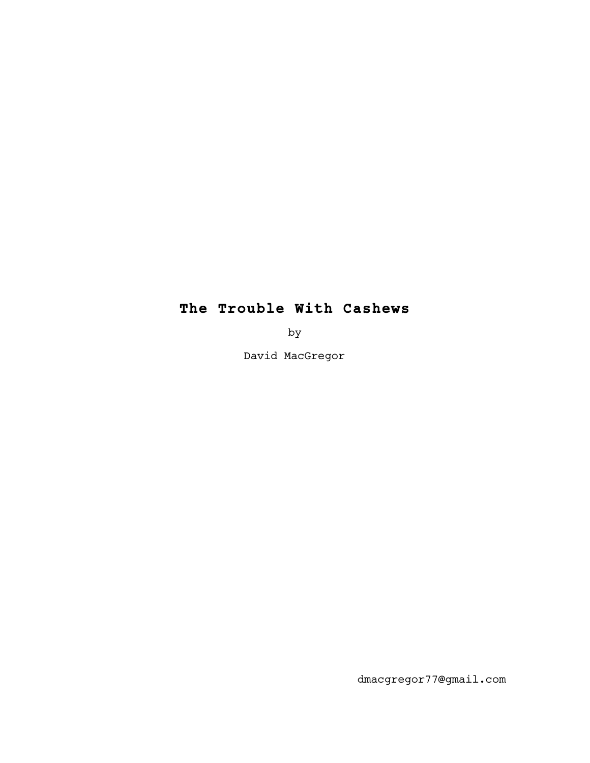# The Trouble With Cashews

by

David MacGregor

dmacgregor77@gmail.com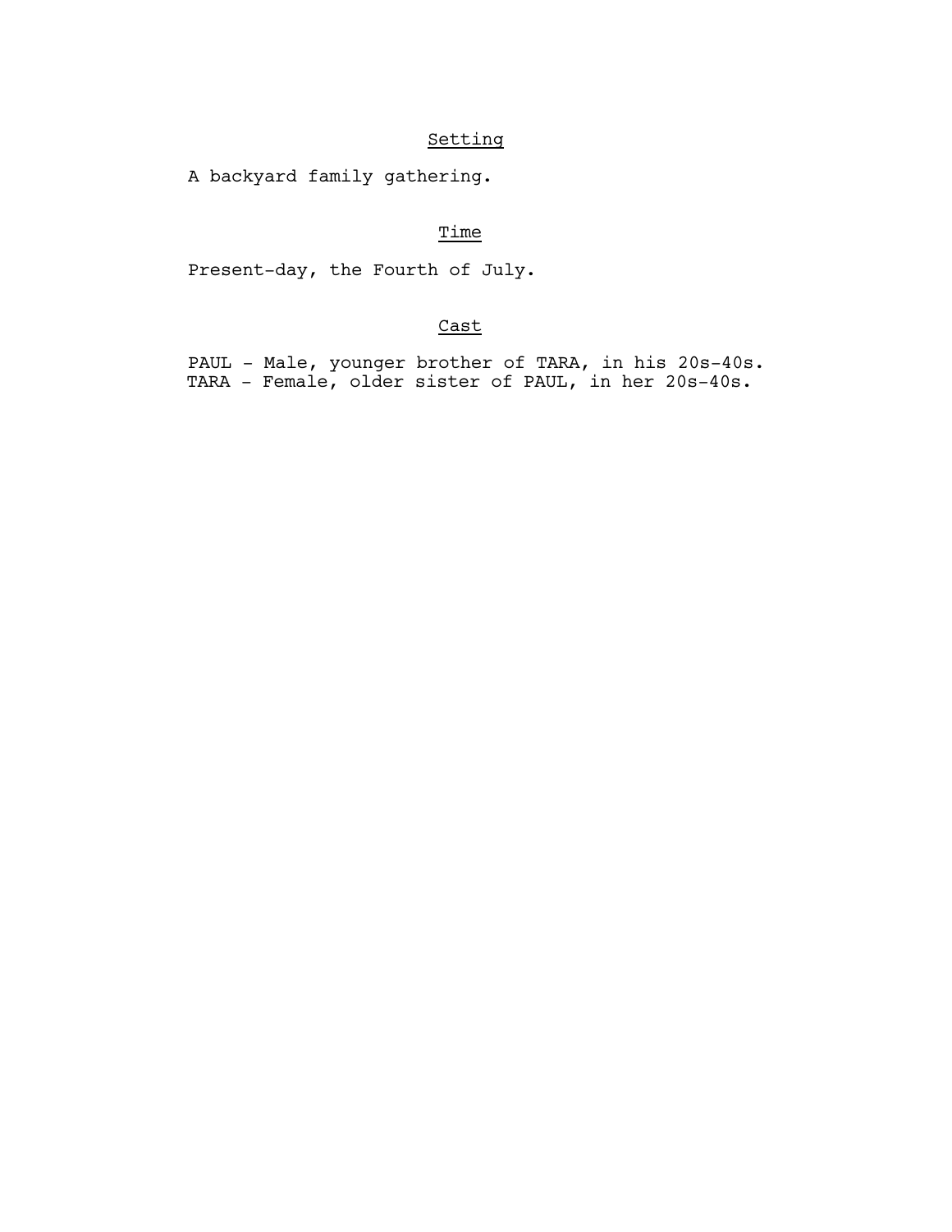## Setting

A backyard family gathering.

## Time

Present-day, the Fourth of July.

## Cast

PAUL - Male, younger brother of TARA, in his 20s-40s.
TARA - Female, older sister of PAUL, in her 20s-40s.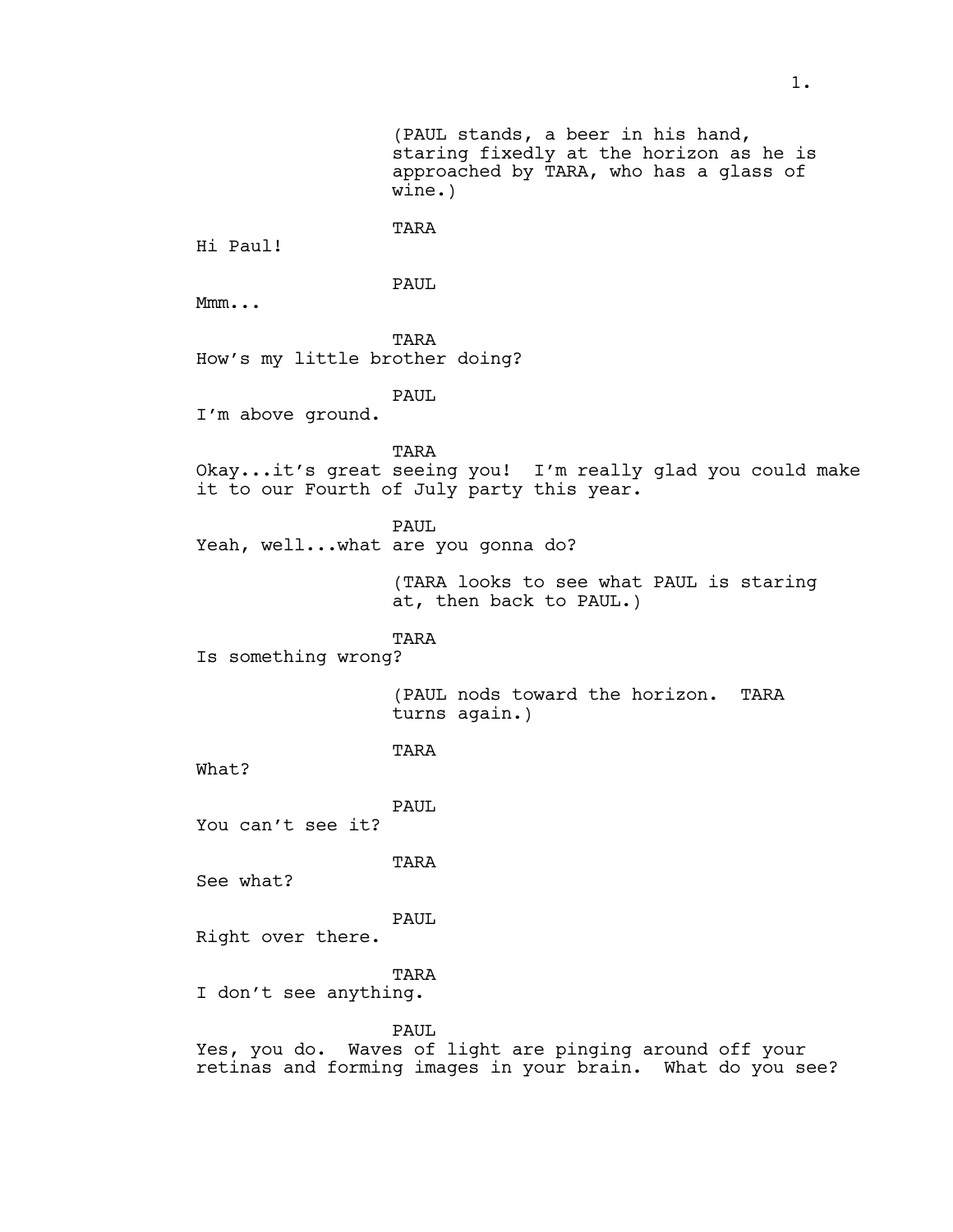(PAUL stands, a beer in his hand, staring fixedly at the horizon as he is approached by TARA, who has a glass of wine.)

TARA

Hi Paul!

PAUL

Mmm...

TARA

How's my little brother doing?

PAUL

I'm above ground.

TARA

Okay...it's great seeing you! I'm really glad you could make it to our Fourth of July party this year.

PAUL

Yeah, well...what are you gonna do?

(TARA looks to see what PAUL is staring at, then back to PAUL.)

TARA

Is something wrong?

(PAUL nods toward the horizon. TARA turns again.)

TARA

What?

PAUL

You can't see it?

TARA

See what?

PAUL

Right over there.

TARA

I don't see anything.

PAUL

Yes, you do. Waves of light are pinging around off your retinas and forming images in your brain. What do you see?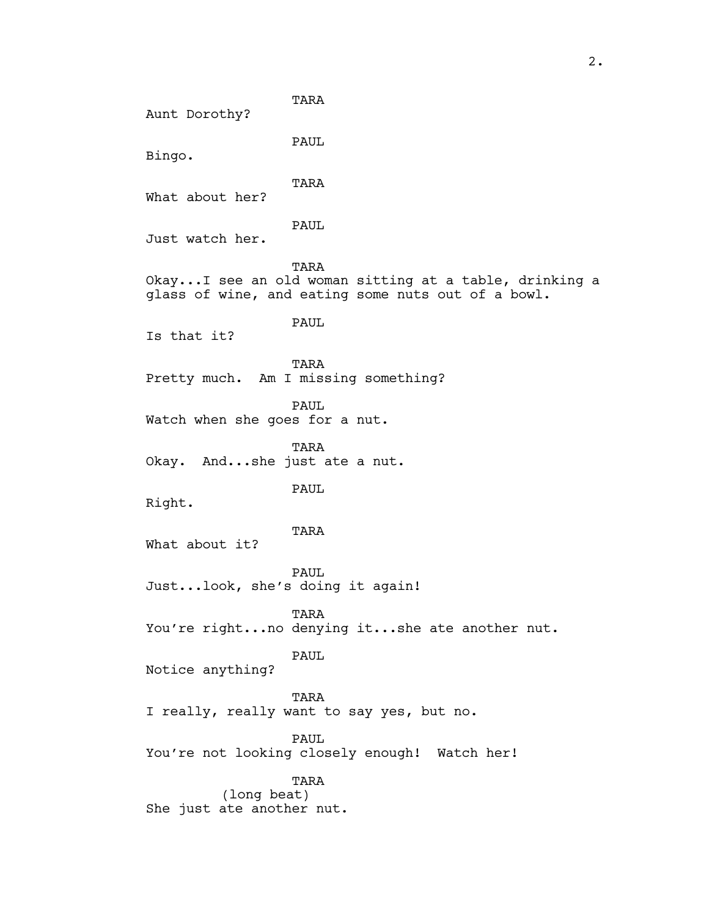TARA
Aunt Dorothy?

PAUL
Bingo.

TARA
What about her?

PAUL
Just watch her.

TARA
Okay...I see an old woman sitting at a table, drinking a glass of wine, and eating some nuts out of a bowl.

PAUL
Is that it?

TARA
Pretty much. Am I missing something?

PAUL
Watch when she goes for a nut.

TARA
Okay. And...she just ate a nut.

PAUL
Right.

TARA
What about it?

PAUL
Just...look, she's doing it again!

TARA
You're right...no denying it...she ate another nut.

PAUL
Notice anything?

TARA
I really, really want to say yes, but no.

PAUL
You're not looking closely enough! Watch her!

TARA
(long beat)
She just ate another nut.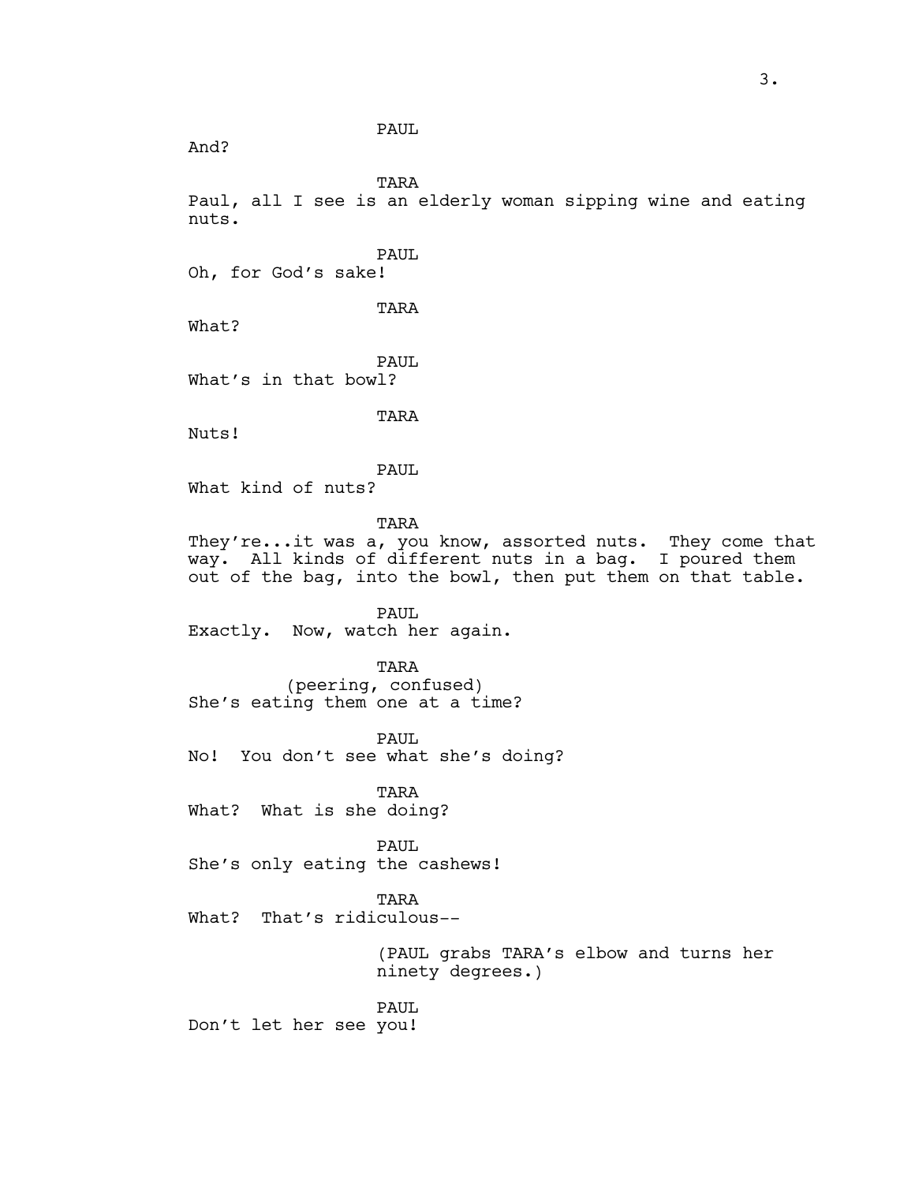PAUL

And?

TARA

Paul, all I see is an elderly woman sipping wine and eating nuts.

PAUL

Oh, for God's sake!

TARA

What?

PAUL

What's in that bowl?

TARA

Nuts!

PAUL

What kind of nuts?

TARA

They're...it was a, you know, assorted nuts. They come that way. All kinds of different nuts in a bag. I poured them out of the bag, into the bowl, then put them on that table.

PAUL

Exactly. Now, watch her again.

TARA

(peering, confused)

She's eating them one at a time?

PAUL

No! You don't see what she's doing?

TARA

What? What is she doing?

PAUL

She's only eating the cashews!

TARA

What? That's ridiculous--

(PAUL grabs TARA's elbow and turns her ninety degrees.)

PAUL

Don't let her see you!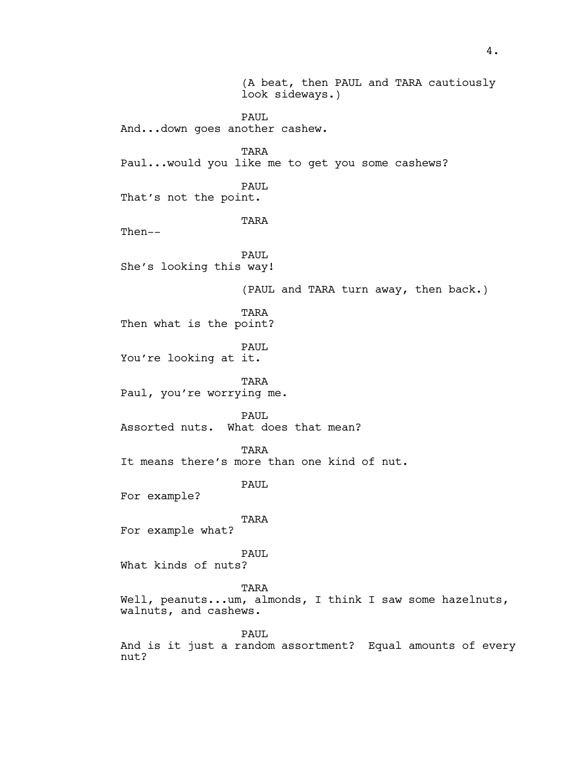(A beat, then PAUL and TARA cautiously look sideways.)

PAUL

And...down goes another cashew.

TARA

Paul...would you like me to get you some cashews?

PAUL

That's not the point.

TARA

Then--

PAUL

She's looking this way!

(PAUL and TARA turn away, then back.)

TARA

Then what is the point?

PAUL

You're looking at it.

TARA

Paul, you're worrying me.

PAUL

Assorted nuts. What does that mean?

TARA

It means there's more than one kind of nut.

PAUL

For example?

TARA

For example what?

PAUL

What kinds of nuts?

TARA

Well, peanuts...um, almonds, I think I saw some hazelnuts, walnuts, and cashews.

PAUL

And is it just a random assortment? Equal amounts of every nut?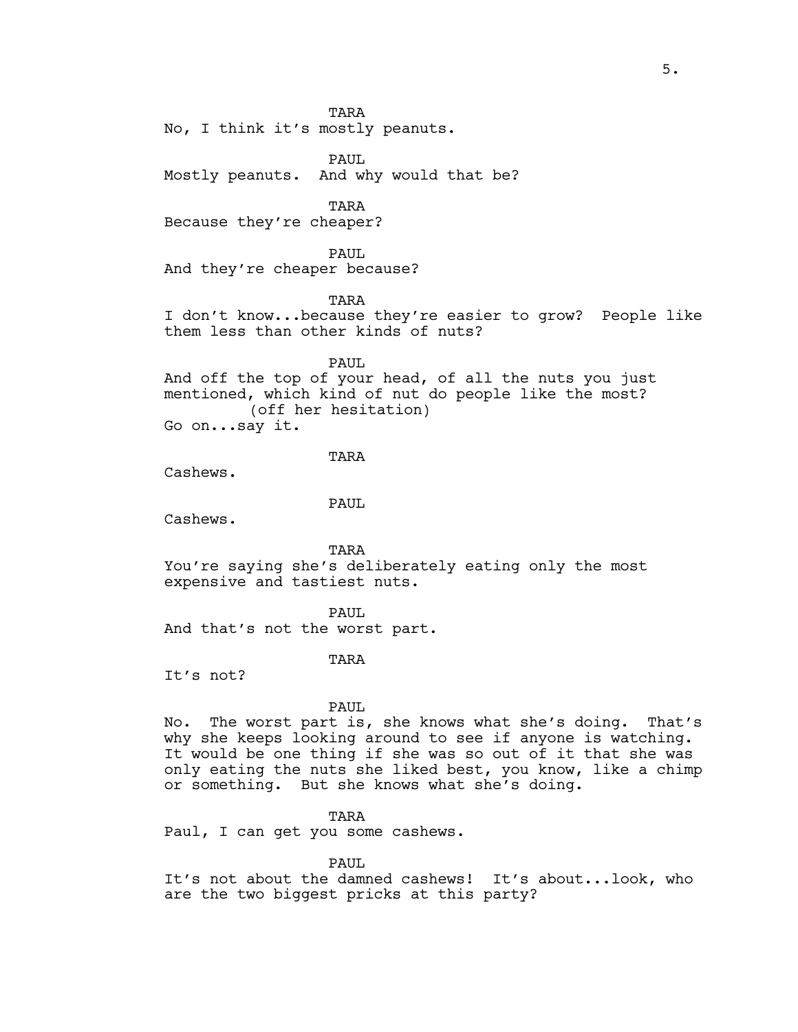TARA
No, I think it's mostly peanuts.

PAUL
Mostly peanuts. And why would that be?

TARA
Because they're cheaper?

PAUL
And they're cheaper because?

TARA
I don't know...because they're easier to grow? People like them less than other kinds of nuts?

PAUL
And off the top of your head, of all the nuts you just mentioned, which kind of nut do people like the most?
(off her hesitation)
Go on...say it.

TARA
Cashews.

PAUL
Cashews.

TARA
You're saying she's deliberately eating only the most expensive and tastiest nuts.

PAUL
And that's not the worst part.

TARA
It's not?

PAUL
No. The worst part is, she knows what she's doing. That's why she keeps looking around to see if anyone is watching. It would be one thing if she was so out of it that she was only eating the nuts she liked best, you know, like a chimp or something. But she knows what she's doing.

TARA
Paul, I can get you some cashews.

PAUL
It's not about the damned cashews! It's about...look, who are the two biggest pricks at this party?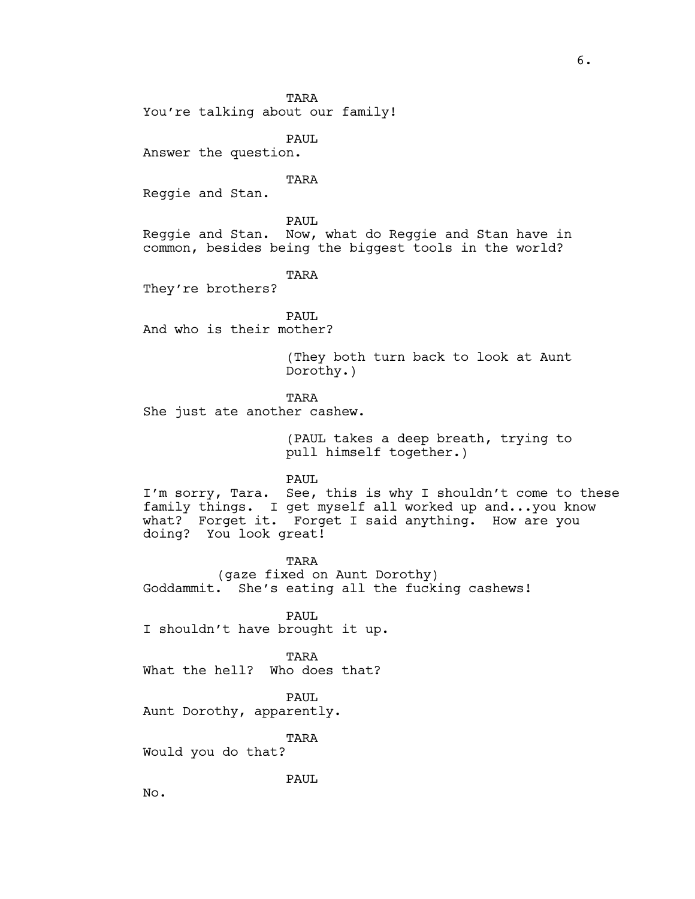TARA
You're talking about our family!

PAUL
Answer the question.

TARA
Reggie and Stan.

PAUL
Reggie and Stan. Now, what do Reggie and Stan have in common, besides being the biggest tools in the world?

TARA
They're brothers?

PAUL
And who is their mother?

(They both turn back to look at Aunt Dorothy.)

TARA
She just ate another cashew.

(PAUL takes a deep breath, trying to pull himself together.)

PAUL
I'm sorry, Tara. See, this is why I shouldn't come to these family things. I get myself all worked up and...you know what? Forget it. Forget I said anything. How are you doing? You look great!

TARA
(gaze fixed on Aunt Dorothy)
Goddammit. She's eating all the fucking cashews!

PAUL
I shouldn't have brought it up.

TARA
What the hell? Who does that?

PAUL
Aunt Dorothy, apparently.

TARA
Would you do that?

PAUL
No.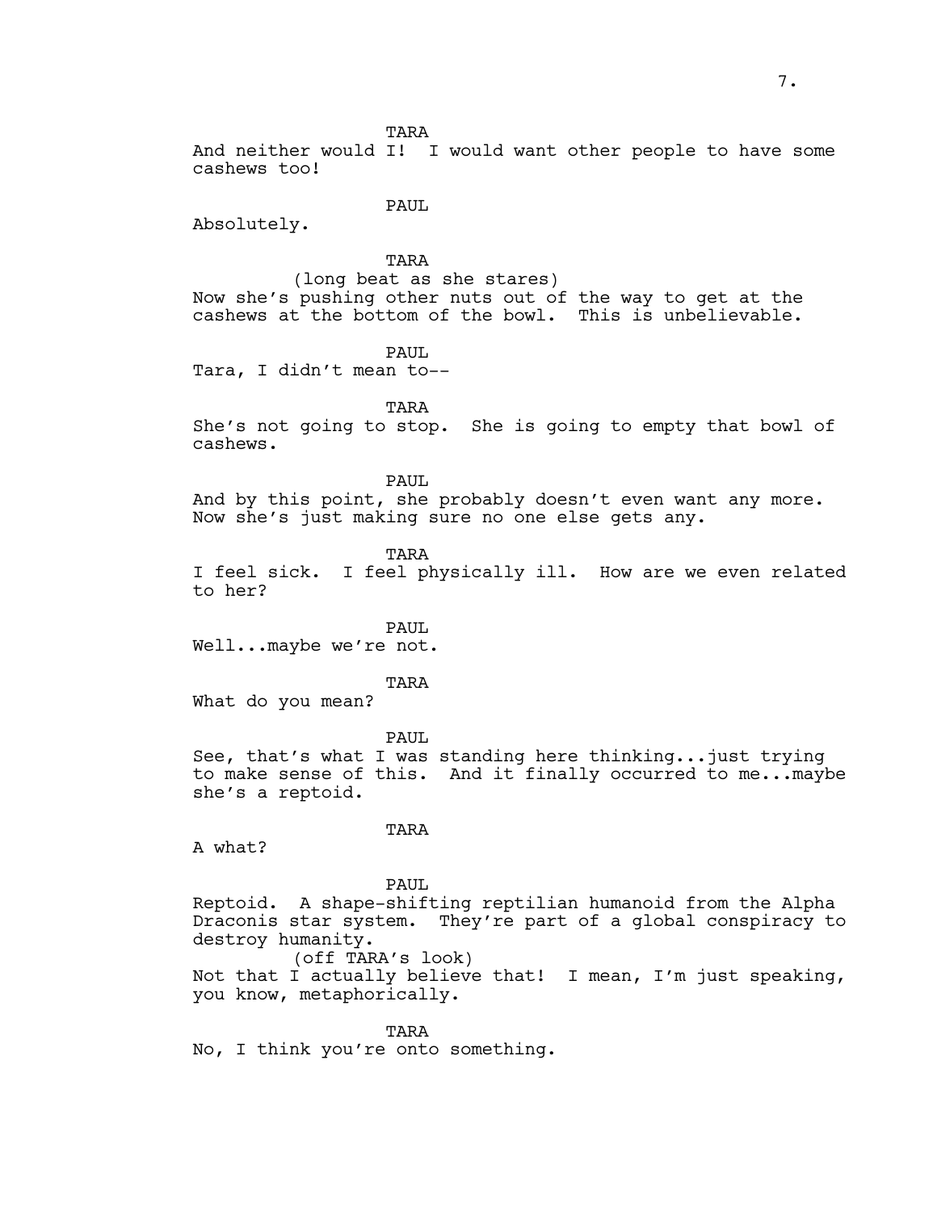TARA
And neither would I! I would want other people to have some cashews too!

PAUL
Absolutely.

TARA
(long beat as she stares)
Now she's pushing other nuts out of the way to get at the cashews at the bottom of the bowl. This is unbelievable.

PAUL
Tara, I didn't mean to--

TARA
She's not going to stop. She is going to empty that bowl of cashews.

PAUL
And by this point, she probably doesn't even want any more. Now she's just making sure no one else gets any.

TARA
I feel sick. I feel physically ill. How are we even related to her?

PAUL
Well...maybe we're not.

TARA
What do you mean?

PAUL
See, that's what I was standing here thinking...just trying to make sense of this. And it finally occurred to me...maybe she's a reptoid.

TARA
A what?

PAUL
Reptoid. A shape-shifting reptilian humanoid from the Alpha Draconis star system. They're part of a global conspiracy to destroy humanity.
(off TARA's look)
Not that I actually believe that! I mean, I'm just speaking, you know, metaphorically.

TARA
No, I think you're onto something.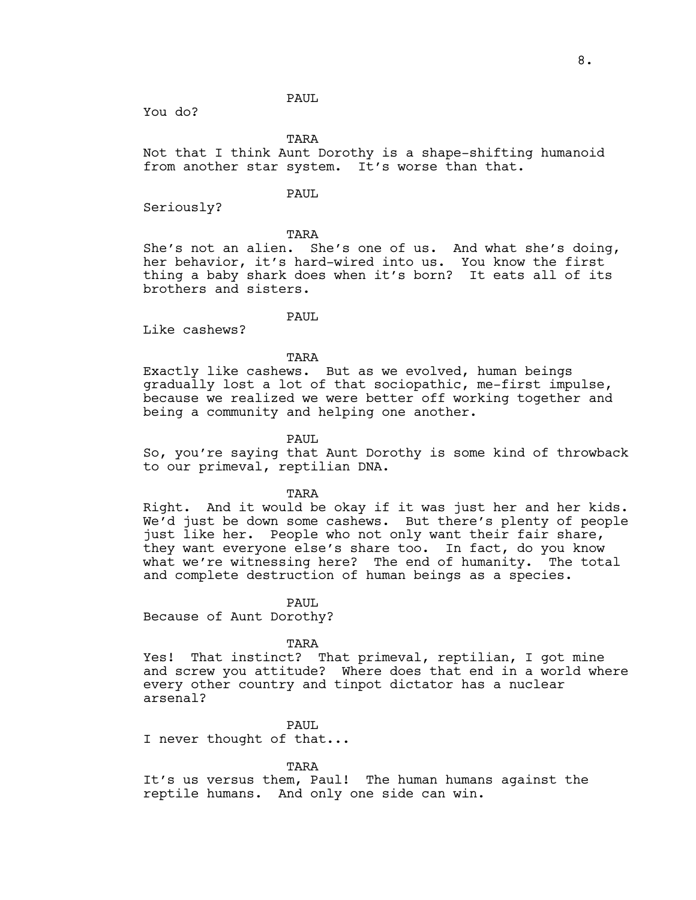PAUL

You do?

TARA

Not that I think Aunt Dorothy is a shape-shifting humanoid from another star system. It's worse than that.

PAUL

Seriously?

TARA

She's not an alien. She's one of us. And what she's doing, her behavior, it's hard-wired into us. You know the first thing a baby shark does when it's born? It eats all of its brothers and sisters.

PAUL

Like cashews?

TARA

Exactly like cashews. But as we evolved, human beings gradually lost a lot of that sociopathic, me-first impulse, because we realized we were better off working together and being a community and helping one another.

PAUL

So, you're saying that Aunt Dorothy is some kind of throwback to our primeval, reptilian DNA.

TARA

Right. And it would be okay if it was just her and her kids. We'd just be down some cashews. But there's plenty of people just like her. People who not only want their fair share, they want everyone else's share too. In fact, do you know what we're witnessing here? The end of humanity. The total and complete destruction of human beings as a species.

PAUL

Because of Aunt Dorothy?

TARA

Yes! That instinct? That primeval, reptilian, I got mine and screw you attitude? Where does that end in a world where every other country and tinpot dictator has a nuclear arsenal?

PAUL

I never thought of that...

TARA

It's us versus them, Paul! The human humans against the reptile humans. And only one side can win.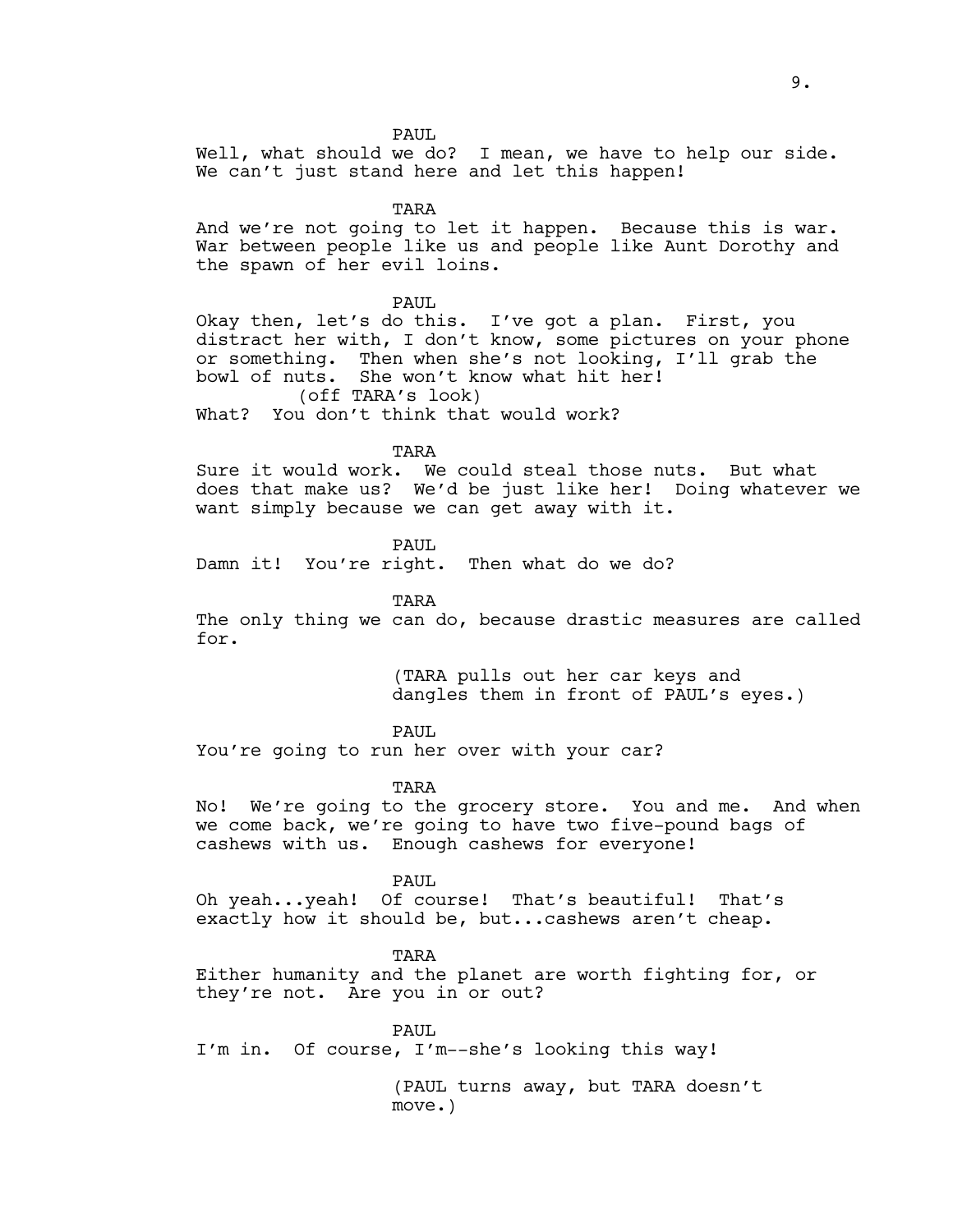PAUL

Well, what should we do? I mean, we have to help our side. We can't just stand here and let this happen!

TARA

And we're not going to let it happen. Because this is war. War between people like us and people like Aunt Dorothy and the spawn of her evil loins.

PAUL

Okay then, let's do this. I've got a plan. First, you distract her with, I don't know, some pictures on your phone or something. Then when she's not looking, I'll grab the bowl of nuts. She won't know what hit her!

(off TARA's look)

What? You don't think that would work?

TARA

Sure it would work. We could steal those nuts. But what does that make us? We'd be just like her! Doing whatever we want simply because we can get away with it.

PAUL

Damn it! You're right. Then what do we do?

TARA

The only thing we can do, because drastic measures are called for.

(TARA pulls out her car keys and dangles them in front of PAUL's eyes.)

PAUL

You're going to run her over with your car?

TARA

No! We're going to the grocery store. You and me. And when we come back, we're going to have two five-pound bags of cashews with us. Enough cashews for everyone!

PAUL

Oh yeah...yeah! Of course! That's beautiful! That's exactly how it should be, but...cashews aren't cheap.

TARA

Either humanity and the planet are worth fighting for, or they're not. Are you in or out?

PAUL

I'm in. Of course, I'm--she's looking this way!

(PAUL turns away, but TARA doesn't move.)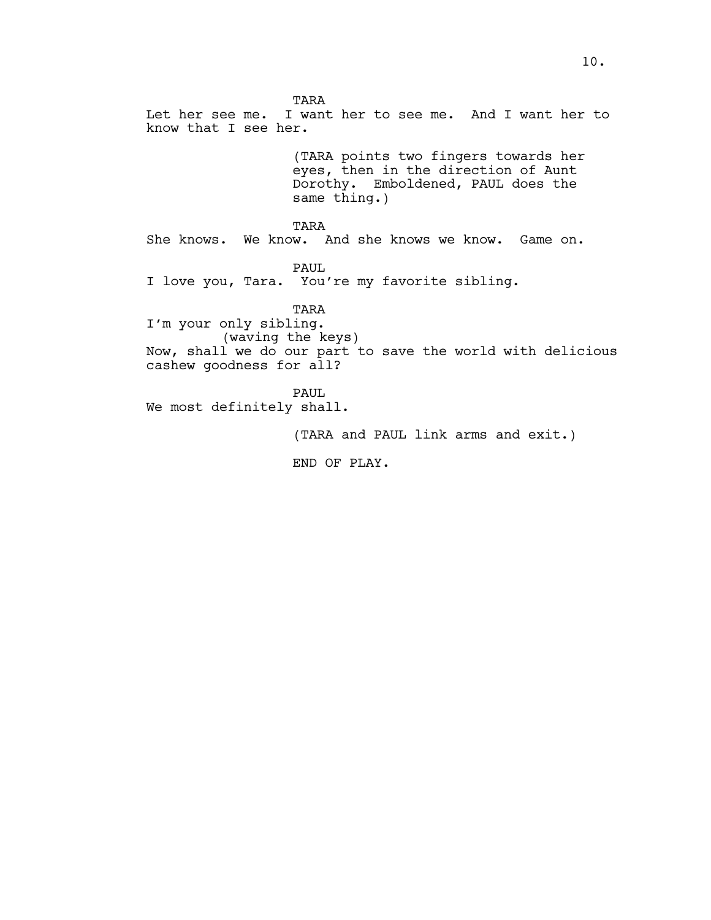TARA

Let her see me.  I want her to see me.  And I want her to know that I see her.

(TARA points two fingers towards her eyes, then in the direction of Aunt Dorothy.  Emboldened, PAUL does the same thing.)

TARA

She knows.  We know.  And she knows we know.  Game on.

PAUL

I love you, Tara.  You're my favorite sibling.

TARA

I'm your only sibling.

(waving the keys)

Now, shall we do our part to save the world with delicious cashew goodness for all?

PAUL

We most definitely shall.

(TARA and PAUL link arms and exit.)

END OF PLAY.